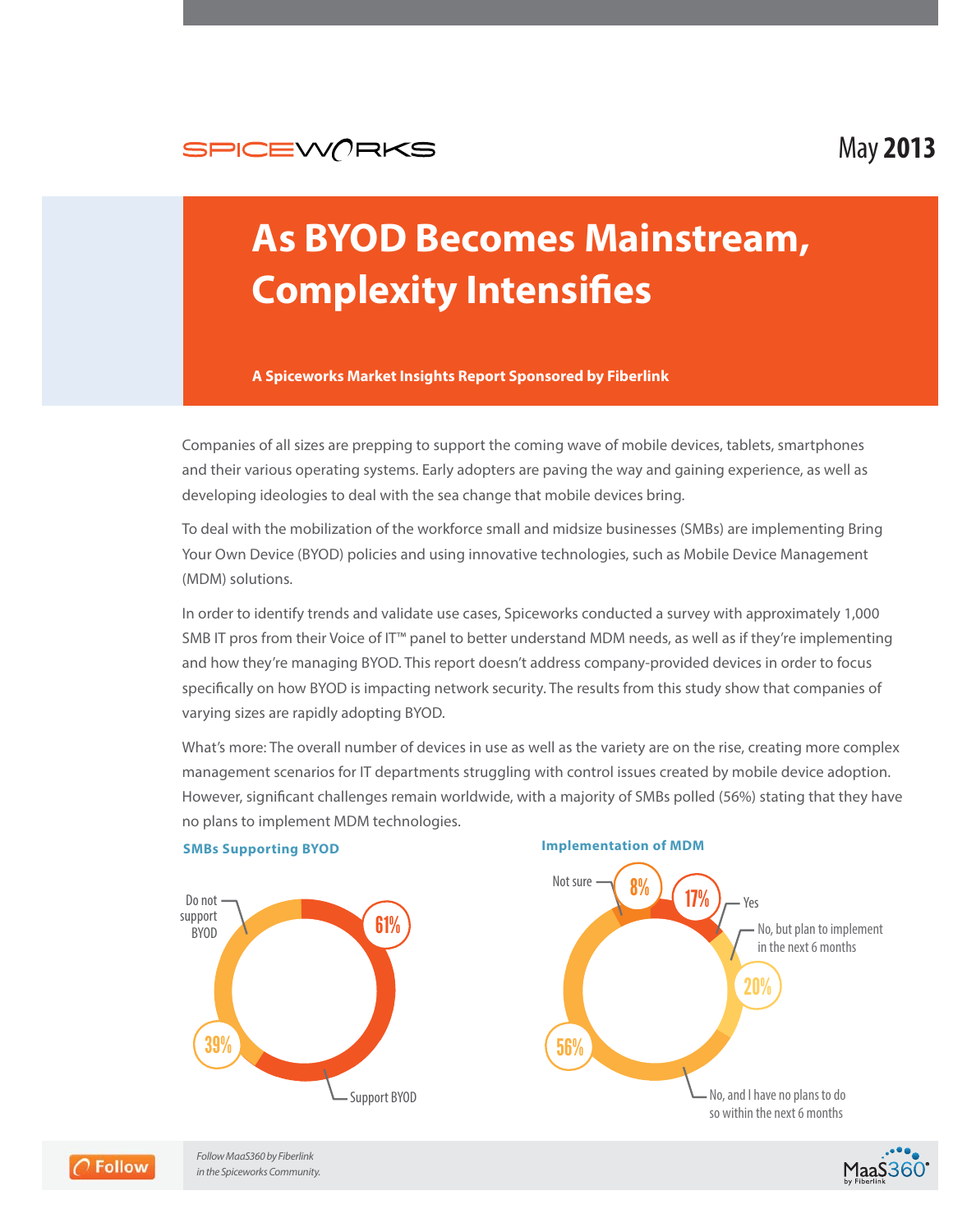SPICEWORKS

May **2013**

# As BYOD Becomes Mainstream, Complexity Intensifies

**A Spiceworks Market Insights Report Sponsored by Fiberlink**

Companies of all sizes are prepping to support the coming wave of mobile devices, tablets, smartphones and their various operating systems. Early adopters are paving the way and gaining experience, as well as developing ideologies to deal with the sea change that mobile devices bring.

To deal with the mobilization of the workforce small and midsize businesses (SMBs) are implementing Bring Your Own Device (BYOD) policies and using innovative technologies, such as Mobile Device Management (MDM) solutions.

In order to identify trends and validate use cases, Spiceworks conducted a survey with approximately 1,000 SMB IT pros from their Voice of IT™ panel to better understand MDM needs, as well as if they're implementing and how they're managing BYOD. This report doesn't address company-provided devices in order to focus specifically on how BYOD is impacting network security. The results from this study show that companies of varying sizes are rapidly adopting BYOD.

What's more: The overall number of devices in use as well as the variety are on the rise, creating more complex management scenarios for IT departments struggling with control issues created by mobile device adoption. However, significant challenges remain worldwide, with a majority of SMBs polled (56%) stating that they have no plans to implement MDM technologies.

**SMBs Supporting BYOD**

| Response | Percentage |
|---|---|
| Support BYOD | 61% |
| Do not support BYOD | 39% |

**Implementation of MDM**

| Response | Percentage |
|---|---|
| Yes | 17% |
| No, but plan to implement in the next 6 months | 20% |
| No, and I have no plans to do so within the next 6 months | 56% |
| Not sure | 8% |

Follow

*Follow MaaS360 by Fiberlink in the Spiceworks Community.*

MaaS360 by Fiberlink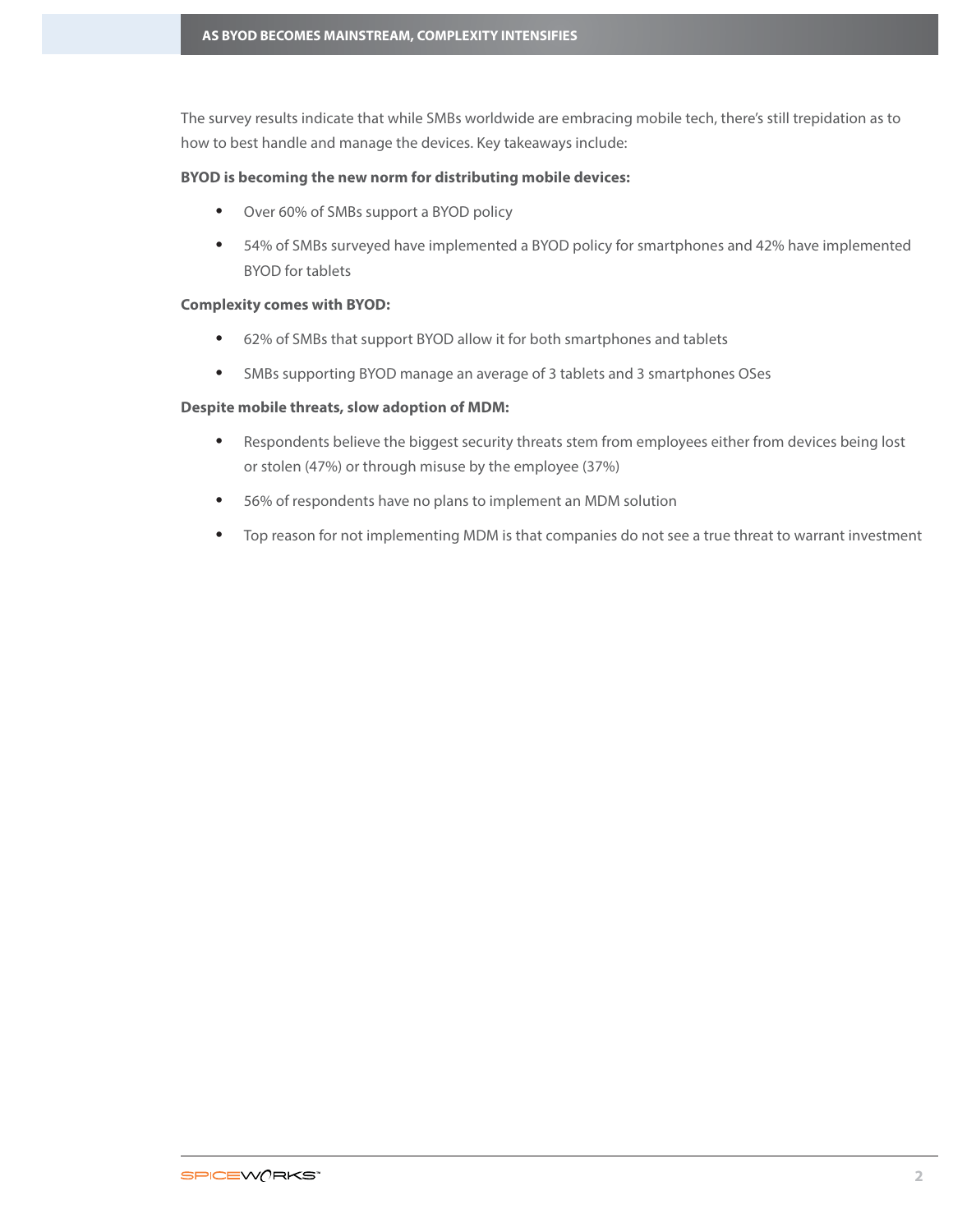## AS BYOD BECOMES MAINSTREAM, COMPLEXITY INTENSIFIES

The survey results indicate that while SMBs worldwide are embracing mobile tech, there's still trepidation as to how to best handle and manage the devices. Key takeaways include:

**BYOD is becoming the new norm for distributing mobile devices:**

- Over 60% of SMBs support a BYOD policy
- 54% of SMBs surveyed have implemented a BYOD policy for smartphones and 42% have implemented BYOD for tablets

**Complexity comes with BYOD:**

- 62% of SMBs that support BYOD allow it for both smartphones and tablets
- SMBs supporting BYOD manage an average of 3 tablets and 3 smartphones OSes

**Despite mobile threats, slow adoption of MDM:**

- Respondents believe the biggest security threats stem from employees either from devices being lost or stolen (47%) or through misuse by the employee (37%)
- 56% of respondents have no plans to implement an MDM solution
- Top reason for not implementing MDM is that companies do not see a true threat to warrant investment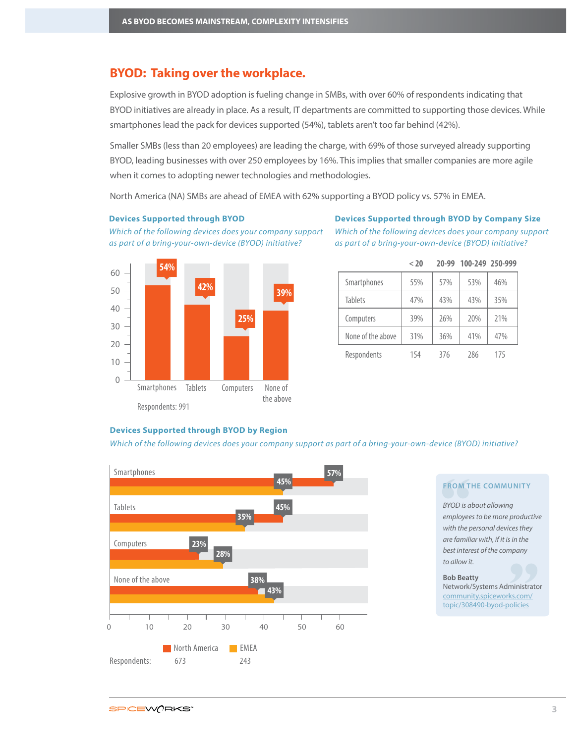## BYOD: Taking over the workplace.

Explosive growth in BYOD adoption is fueling change in SMBs, with over 60% of respondents indicating that BYOD initiatives are already in place. As a result, IT departments are committed to supporting those devices. While smartphones lead the pack for devices supported (54%), tablets aren't too far behind (42%).

Smaller SMBs (less than 20 employees) are leading the charge, with 69% of those surveyed already supporting BYOD, leading businesses with over 250 employees by 16%. This implies that smaller companies are more agile when it comes to adopting newer technologies and methodologies.

North America (NA) SMBs are ahead of EMEA with 62% supporting a BYOD policy vs. 57% in EMEA.

### Devices Supported through BYOD

*Which of the following devices does your company support as part of a bring-your-own-device (BYOD) initiative?*

| Device | % |
|---|---|
| Smartphones | 54% |
| Tablets | 42% |
| Computers | 25% |
| None of the above | 39% |

Respondents: 991

### Devices Supported through BYOD by Company Size

*Which of the following devices does your company support as part of a bring-your-own-device (BYOD) initiative?*

| | < 20 | 20-99 | 100-249 | 250-999 |
|---|---|---|---|---|
| Smartphones | 55% | 57% | 53% | 46% |
| Tablets | 47% | 43% | 43% | 35% |
| Computers | 39% | 26% | 20% | 21% |
| None of the above | 31% | 36% | 41% | 47% |
| Respondents | 154 | 376 | 286 | 175 |

### Devices Supported through BYOD by Region

*Which of the following devices does your company support as part of a bring-your-own-device (BYOD) initiative?*

| | North America | EMEA |
|---|---|---|
| Smartphones | 57% | 45% |
| Tablets | 45% | 35% |
| Computers | 23% | 28% |
| None of the above | 38% | 43% |
| Respondents: | 673 | 243 |

**FROM THE COMMUNITY**

*BYOD is about allowing employees to be more productive with the personal devices they are familiar with, if it is in the best interest of the company to allow it.*

**Bob Beatty**
Network/Systems Administrator
community.spiceworks.com/topic/308490-byod-policies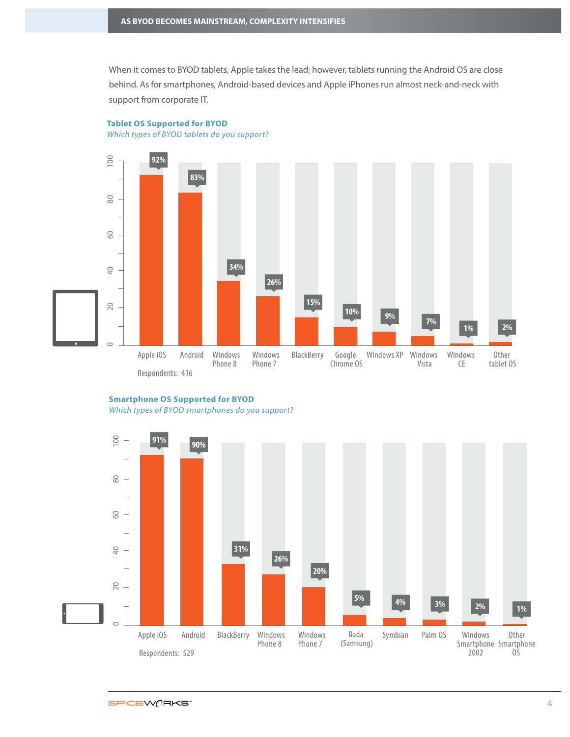## AS BYOD BECOMES MAINSTREAM, COMPLEXITY INTENSIFIES

When it comes to BYOD tablets, Apple takes the lead; however, tablets running the Android OS are close behind. As for smartphones, Android-based devices and Apple iPhones run almost neck-and-neck with support from corporate IT.

**Tablet OS Supported for BYOD**

*Which types of BYOD tablets do you support?*

| OS | % |
|---|---|
| Apple iOS | 92% |
| Android | 83% |
| Windows Phone 8 | 34% |
| Windows Phone 7 | 26% |
| BlackBerry | 15% |
| Google Chrome OS | 10% |
| Windows XP | 9% |
| Windows Vista | 7% |
| Windows CE | 1% |
| Other tablet OS | 2% |

Respondents: 416

**Smartphone OS Supported for BYOD**

*Which types of BYOD smartphones do you support?*

| OS | % |
|---|---|
| Apple iOS | 91% |
| Android | 90% |
| BlackBerry | 31% |
| Windows Phone 8 | 26% |
| Windows Phone 7 | 20% |
| Bada (Samsung) | 5% |
| Symbian | 4% |
| Palm OS | 3% |
| Windows Smartphone 2002 | 2% |
| Other Smartphone OS | 1% |

Respondents: 529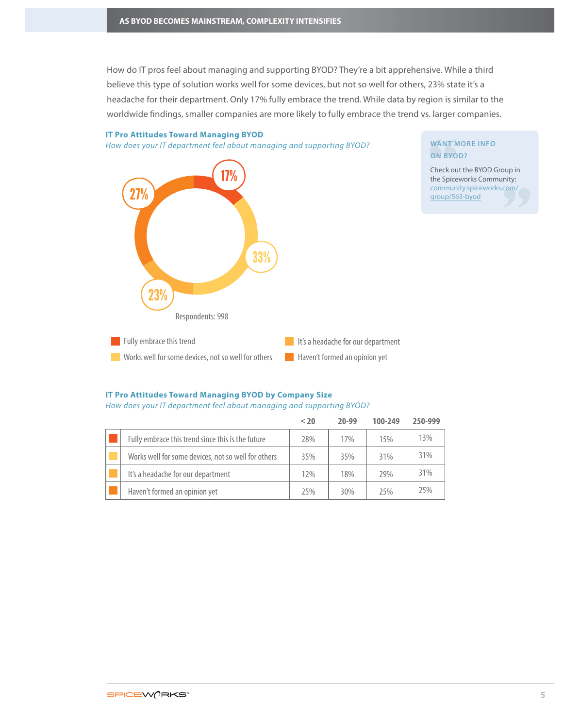## AS BYOD BECOMES MAINSTREAM, COMPLEXITY INTENSIFIES

How do IT pros feel about managing and supporting BYOD? They're a bit apprehensive. While a third believe this type of solution works well for some devices, but not so well for others, 23% state it's a headache for their department. Only 17% fully embrace the trend. While data by region is similar to the worldwide findings, smaller companies are more likely to fully embrace the trend vs. larger companies.

### IT Pro Attitudes Toward Managing BYOD

*How does your IT department feel about managing and supporting BYOD?*

17%
33%
23%
27%

Respondents: 998

- Fully embrace this trend
- Works well for some devices, not so well for others
- It's a headache for our department
- Haven't formed an opinion yet

**WANT MORE INFO ON BYOD?**

Check out the BYOD Group in the Spiceworks Community: community.spiceworks.com/group/563-byod

### IT Pro Attitudes Toward Managing BYOD by Company Size

*How does your IT department feel about managing and supporting BYOD?*

| | < 20 | 20-99 | 100-249 | 250-999 |
|---|---|---|---|---|
| Fully embrace this trend since this is the future | 28% | 17% | 15% | 13% |
| Works well for some devices, not so well for others | 35% | 35% | 31% | 31% |
| It's a headache for our department | 12% | 18% | 29% | 31% |
| Haven't formed an opinion yet | 25% | 30% | 25% | 25% |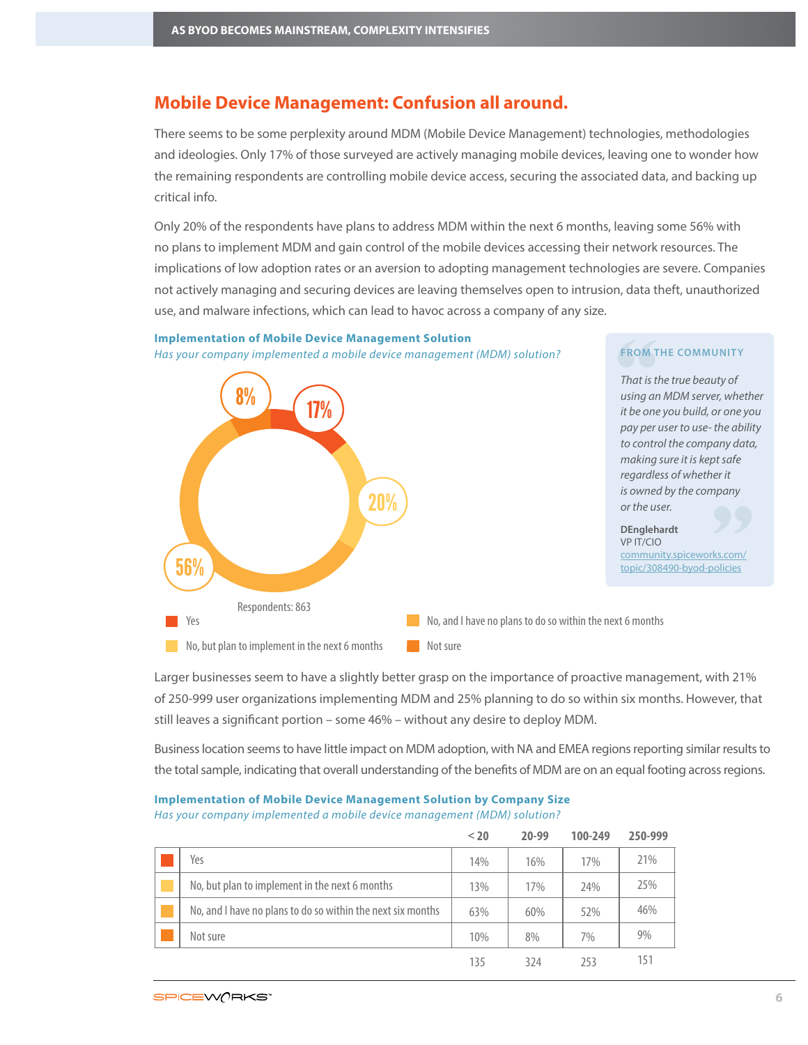## Mobile Device Management: Confusion all around.

There seems to be some perplexity around MDM (Mobile Device Management) technologies, methodologies and ideologies. Only 17% of those surveyed are actively managing mobile devices, leaving one to wonder how the remaining respondents are controlling mobile device access, securing the associated data, and backing up critical info.

Only 20% of the respondents have plans to address MDM within the next 6 months, leaving some 56% with no plans to implement MDM and gain control of the mobile devices accessing their network resources. The implications of low adoption rates or an aversion to adopting management technologies are severe. Companies not actively managing and securing devices are leaving themselves open to intrusion, data theft, unauthorized use, and malware infections, which can lead to havoc across a company of any size.

**Implementation of Mobile Device Management Solution**

*Has your company implemented a mobile device management (MDM) solution?*

| Response | % |
|---|---|
| Yes | 17% |
| No, but plan to implement in the next 6 months | 20% |
| No, and I have no plans to do so within the next 6 months | 56% |
| Not sure | 8% |

Respondents: 863

> **FROM THE COMMUNITY**
>
> *That is the true beauty of using an MDM server, whether it be one you build, or one you pay per user to use- the ability to control the company data, making sure it is kept safe regardless of whether it is owned by the company or the user.*
>
> **DEnglehardt**
> VP IT/CIO
> community.spiceworks.com/topic/308490-byod-policies

Larger businesses seem to have a slightly better grasp on the importance of proactive management, with 21% of 250-999 user organizations implementing MDM and 25% planning to do so within six months. However, that still leaves a significant portion – some 46% – without any desire to deploy MDM.

Business location seems to have little impact on MDM adoption, with NA and EMEA regions reporting similar results to the total sample, indicating that overall understanding of the benefits of MDM are on an equal footing across regions.

**Implementation of Mobile Device Management Solution by Company Size**

*Has your company implemented a mobile device management (MDM) solution?*

| | < 20 | 20-99 | 100-249 | 250-999 |
|---|---|---|---|---|
| Yes | 14% | 16% | 17% | 21% |
| No, but plan to implement in the next 6 months | 13% | 17% | 24% | 25% |
| No, and I have no plans to do so within the next six months | 63% | 60% | 52% | 46% |
| Not sure | 10% | 8% | 7% | 9% |
| | 135 | 324 | 253 | 151 |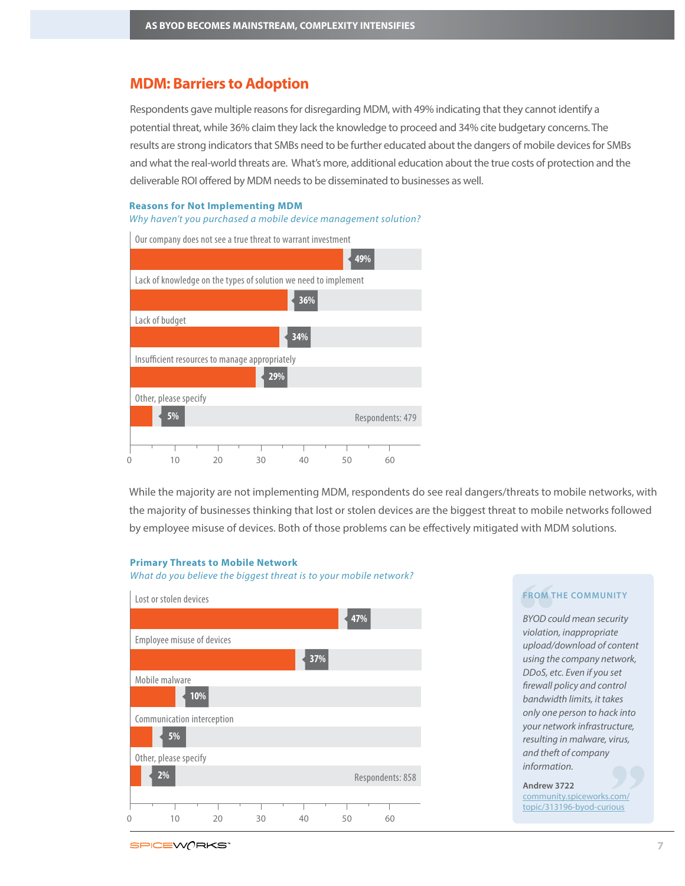## MDM: Barriers to Adoption

Respondents gave multiple reasons for disregarding MDM, with 49% indicating that they cannot identify a potential threat, while 36% claim they lack the knowledge to proceed and 34% cite budgetary concerns. The results are strong indicators that SMBs need to be further educated about the dangers of mobile devices for SMBs and what the real-world threats are. What's more, additional education about the true costs of protection and the deliverable ROI offered by MDM needs to be disseminated to businesses as well.

**Reasons for Not Implementing MDM**

*Why haven't you purchased a mobile device management solution?*

| Reason | Percentage |
|---|---|
| Our company does not see a true threat to warrant investment | 49% |
| Lack of knowledge on the types of solution we need to implement | 36% |
| Lack of budget | 34% |
| Insufficient resources to manage appropriately | 29% |
| Other, please specify | 5% |

Respondents: 479

While the majority are not implementing MDM, respondents do see real dangers/threats to mobile networks, with the majority of businesses thinking that lost or stolen devices are the biggest threat to mobile networks followed by employee misuse of devices. Both of those problems can be effectively mitigated with MDM solutions.

**Primary Threats to Mobile Network**

*What do you believe the biggest threat is to your mobile network?*

| Threat | Percentage |
|---|---|
| Lost or stolen devices | 47% |
| Employee misuse of devices | 37% |
| Mobile malware | 10% |
| Communication interception | 5% |
| Other, please specify | 2% |

Respondents: 858

**FROM THE COMMUNITY**

*BYOD could mean security violation, inappropriate upload/download of content using the company network, DDoS, etc. Even if you set firewall policy and control bandwidth limits, it takes only one person to hack into your network infrastructure, resulting in malware, virus, and theft of company information.*

**Andrew 3722**
community.spiceworks.com/topic/313196-byod-curious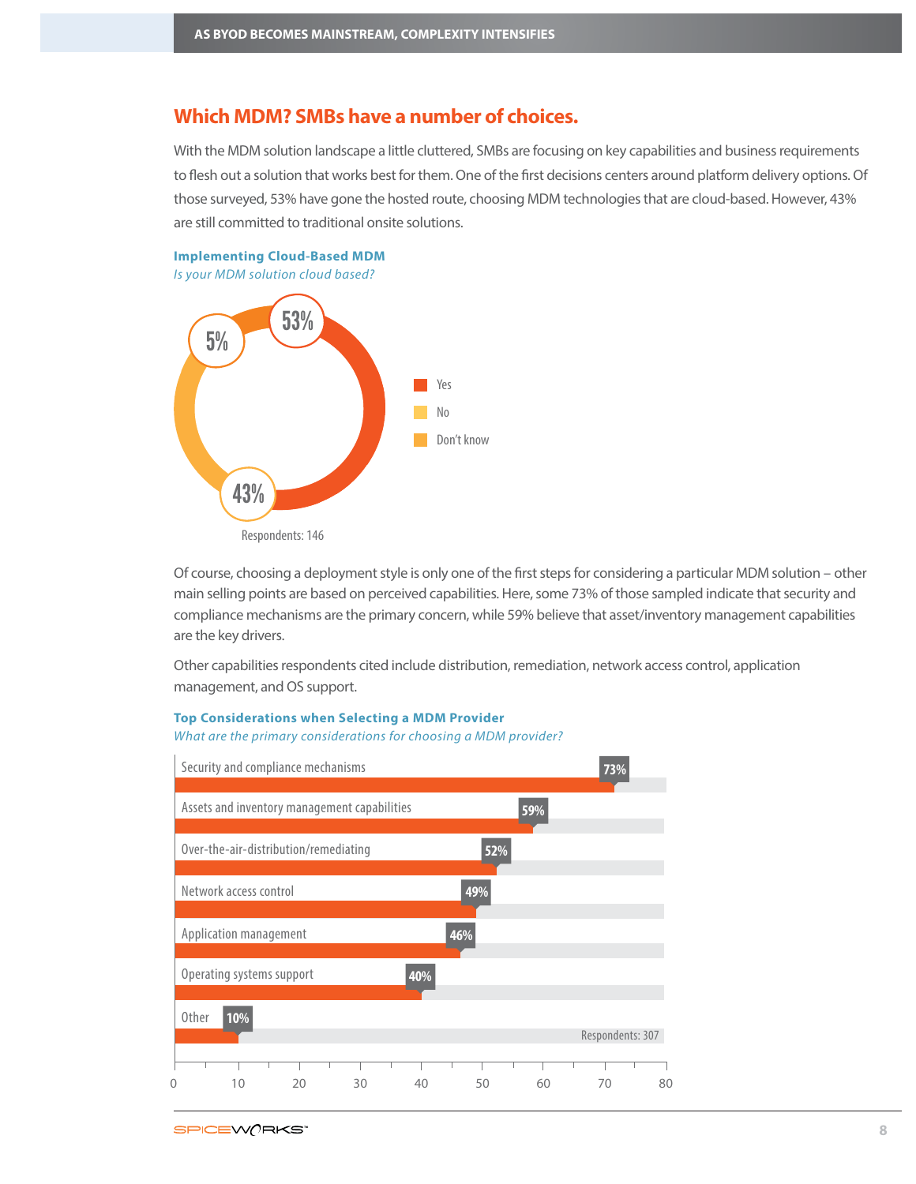## Which MDM? SMBs have a number of choices.

With the MDM solution landscape a little cluttered, SMBs are focusing on key capabilities and business requirements to flesh out a solution that works best for them. One of the first decisions centers around platform delivery options. Of those surveyed, 53% have gone the hosted route, choosing MDM technologies that are cloud-based. However, 43% are still committed to traditional onsite solutions.

**Implementing Cloud-Based MDM**

*Is your MDM solution cloud based?*

| Response | Percentage |
|---|---|
| Yes | 53% |
| No | 43% |
| Don't know | 5% |

Respondents: 146

Of course, choosing a deployment style is only one of the first steps for considering a particular MDM solution – other main selling points are based on perceived capabilities. Here, some 73% of those sampled indicate that security and compliance mechanisms are the primary concern, while 59% believe that asset/inventory management capabilities are the key drivers.

Other capabilities respondents cited include distribution, remediation, network access control, application management, and OS support.

**Top Considerations when Selecting a MDM Provider**

*What are the primary considerations for choosing a MDM provider?*

| Consideration | Percentage |
|---|---|
| Security and compliance mechanisms | 73% |
| Assets and inventory management capabilities | 59% |
| Over-the-air-distribution/remediating | 52% |
| Network access control | 49% |
| Application management | 46% |
| Operating systems support | 40% |
| Other | 10% |

Respondents: 307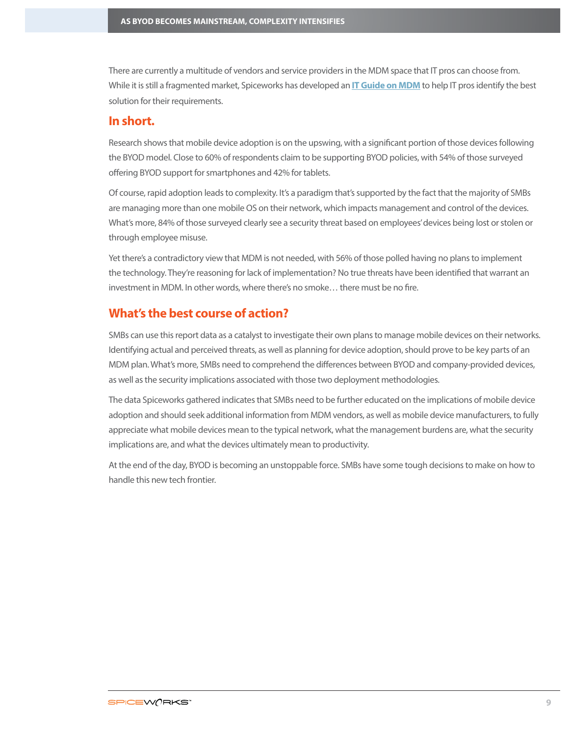There are currently a multitude of vendors and service providers in the MDM space that IT pros can choose from. While it is still a fragmented market, Spiceworks has developed an **IT Guide on MDM** to help IT pros identify the best solution for their requirements.

## In short.

Research shows that mobile device adoption is on the upswing, with a significant portion of those devices following the BYOD model. Close to 60% of respondents claim to be supporting BYOD policies, with 54% of those surveyed offering BYOD support for smartphones and 42% for tablets.

Of course, rapid adoption leads to complexity. It's a paradigm that's supported by the fact that the majority of SMBs are managing more than one mobile OS on their network, which impacts management and control of the devices. What's more, 84% of those surveyed clearly see a security threat based on employees' devices being lost or stolen or through employee misuse.

Yet there's a contradictory view that MDM is not needed, with 56% of those polled having no plans to implement the technology. They're reasoning for lack of implementation? No true threats have been identified that warrant an investment in MDM. In other words, where there's no smoke… there must be no fire.

## What's the best course of action?

SMBs can use this report data as a catalyst to investigate their own plans to manage mobile devices on their networks. Identifying actual and perceived threats, as well as planning for device adoption, should prove to be key parts of an MDM plan. What's more, SMBs need to comprehend the differences between BYOD and company-provided devices, as well as the security implications associated with those two deployment methodologies.

The data Spiceworks gathered indicates that SMBs need to be further educated on the implications of mobile device adoption and should seek additional information from MDM vendors, as well as mobile device manufacturers, to fully appreciate what mobile devices mean to the typical network, what the management burdens are, what the security implications are, and what the devices ultimately mean to productivity.

At the end of the day, BYOD is becoming an unstoppable force. SMBs have some tough decisions to make on how to handle this new tech frontier.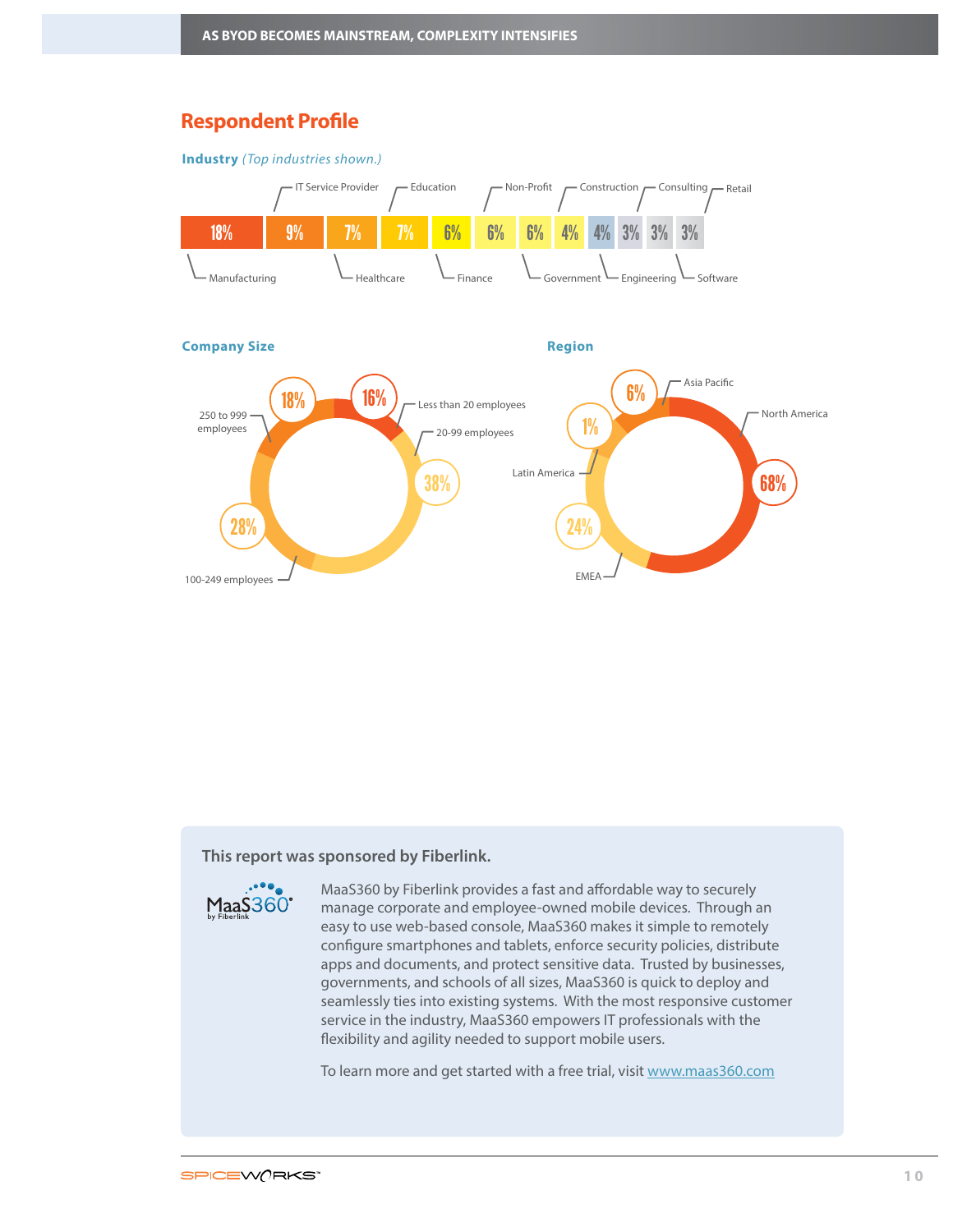## Respondent Profile

**Industry** *(Top industries shown.)*

| Industry | Percentage |
|---|---|
| Manufacturing | 18% |
| IT Service Provider | 9% |
| Healthcare | 7% |
| Education | 7% |
| Finance | 6% |
| Non-Profit | 6% |
| Government | 6% |
| Construction | 4% |
| Engineering | 4% |
| Consulting | 3% |
| Software | 3% |
| Retail | 3% |

**Company Size**

| Company Size | Percentage |
|---|---|
| Less than 20 employees | 16% |
| 20-99 employees | 38% |
| 100-249 employees | 28% |
| 250 to 999 employees | 18% |

**Region**

| Region | Percentage |
|---|---|
| North America | 68% |
| EMEA | 24% |
| Latin America | 1% |
| Asia Pacific | 6% |

**This report was sponsored by Fiberlink.**

MaaS360 by Fiberlink

MaaS360 by Fiberlink provides a fast and affordable way to securely manage corporate and employee-owned mobile devices. Through an easy to use web-based console, MaaS360 makes it simple to remotely configure smartphones and tablets, enforce security policies, distribute apps and documents, and protect sensitive data. Trusted by businesses, governments, and schools of all sizes, MaaS360 is quick to deploy and seamlessly ties into existing systems. With the most responsive customer service in the industry, MaaS360 empowers IT professionals with the flexibility and agility needed to support mobile users.

To learn more and get started with a free trial, visit [www.maas360.com](http://www.maas360.com)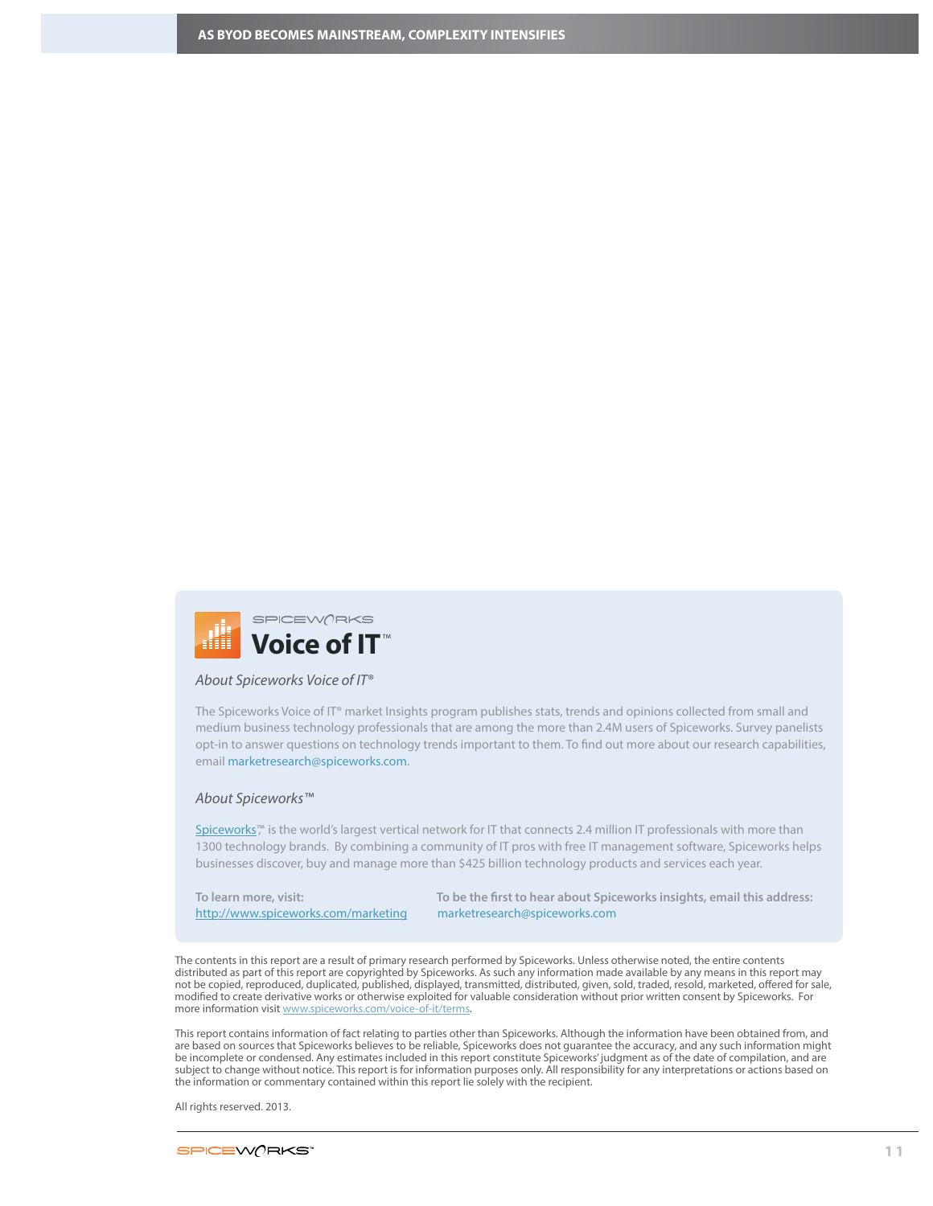SPICEWORKS

# Voice of IT™

*About Spiceworks Voice of IT®*

The Spiceworks Voice of IT® market Insights program publishes stats, trends and opinions collected from small and medium business technology professionals that are among the more than 2.4M users of Spiceworks. Survey panelists opt-in to answer questions on technology trends important to them. To find out more about our research capabilities, email marketresearch@spiceworks.com.

*About Spiceworks™*

Spiceworks™ is the world's largest vertical network for IT that connects 2.4 million IT professionals with more than 1300 technology brands. By combining a community of IT pros with free IT management software, Spiceworks helps businesses discover, buy and manage more than $425 billion technology products and services each year.

**To learn more, visit:**
http://www.spiceworks.com/marketing

**To be the first to hear about Spiceworks insights, email this address:**
marketresearch@spiceworks.com

The contents in this report are a result of primary research performed by Spiceworks. Unless otherwise noted, the entire contents distributed as part of this report are copyrighted by Spiceworks. As such any information made available by any means in this report may not be copied, reproduced, duplicated, published, displayed, transmitted, distributed, given, sold, traded, resold, marketed, offered for sale, modified to create derivative works or otherwise exploited for valuable consideration without prior written consent by Spiceworks. For more information visit www.spiceworks.com/voice-of-it/terms.

This report contains information of fact relating to parties other than Spiceworks. Although the information have been obtained from, and are based on sources that Spiceworks believes to be reliable, Spiceworks does not guarantee the accuracy, and any such information might be incomplete or condensed. Any estimates included in this report constitute Spiceworks' judgment as of the date of compilation, and are subject to change without notice. This report is for information purposes only. All responsibility for any interpretations or actions based on the information or commentary contained within this report lie solely with the recipient.

All rights reserved. 2013.